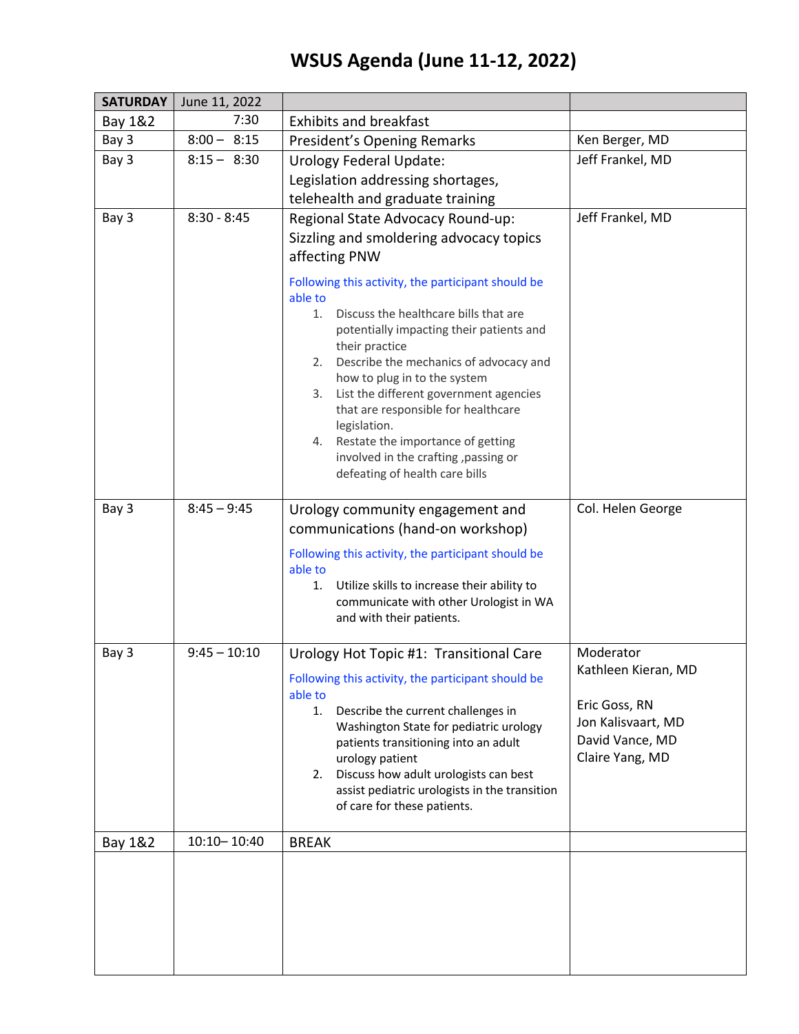# WSUS Agenda (June 11-12, 2022)

| SATURDAY | June 11, 2022 | | |
|---|---|---|---|
| Bay 1&2 | 7:30 | Exhibits and breakfast | |
| Bay 3 | 8:00 – 8:15 | President's Opening Remarks | Ken Berger, MD |
| Bay 3 | 8:15 – 8:30 | Urology Federal Update:<br>Legislation addressing shortages, telehealth and graduate training | Jeff Frankel, MD |
| Bay 3 | 8:30 - 8:45 | Regional State Advocacy Round-up:<br>Sizzling and smoldering advocacy topics affecting PNW<br><br>Following this activity, the participant should be able to<br>1. Discuss the healthcare bills that are potentially impacting their patients and their practice<br>2. Describe the mechanics of advocacy and how to plug in to the system<br>3. List the different government agencies that are responsible for healthcare legislation.<br>4. Restate the importance of getting involved in the crafting ,passing or defeating of health care bills | Jeff Frankel, MD |
| Bay 3 | 8:45 – 9:45 | Urology community engagement and communications (hand-on workshop)<br><br>Following this activity, the participant should be able to<br>1. Utilize skills to increase their ability to communicate with other Urologist in WA and with their patients. | Col. Helen George |
| Bay 3 | 9:45 – 10:10 | Urology Hot Topic #1: Transitional Care<br><br>Following this activity, the participant should be able to<br>1. Describe the current challenges in Washington State for pediatric urology patients transitioning into an adult urology patient<br>2. Discuss how adult urologists can best assist pediatric urologists in the transition of care for these patients. | Moderator<br>Kathleen Kieran, MD<br><br>Eric Goss, RN<br>Jon Kalisvaart, MD<br>David Vance, MD<br>Claire Yang, MD |
| Bay 1&2 | 10:10– 10:40 | BREAK | |
| | | | |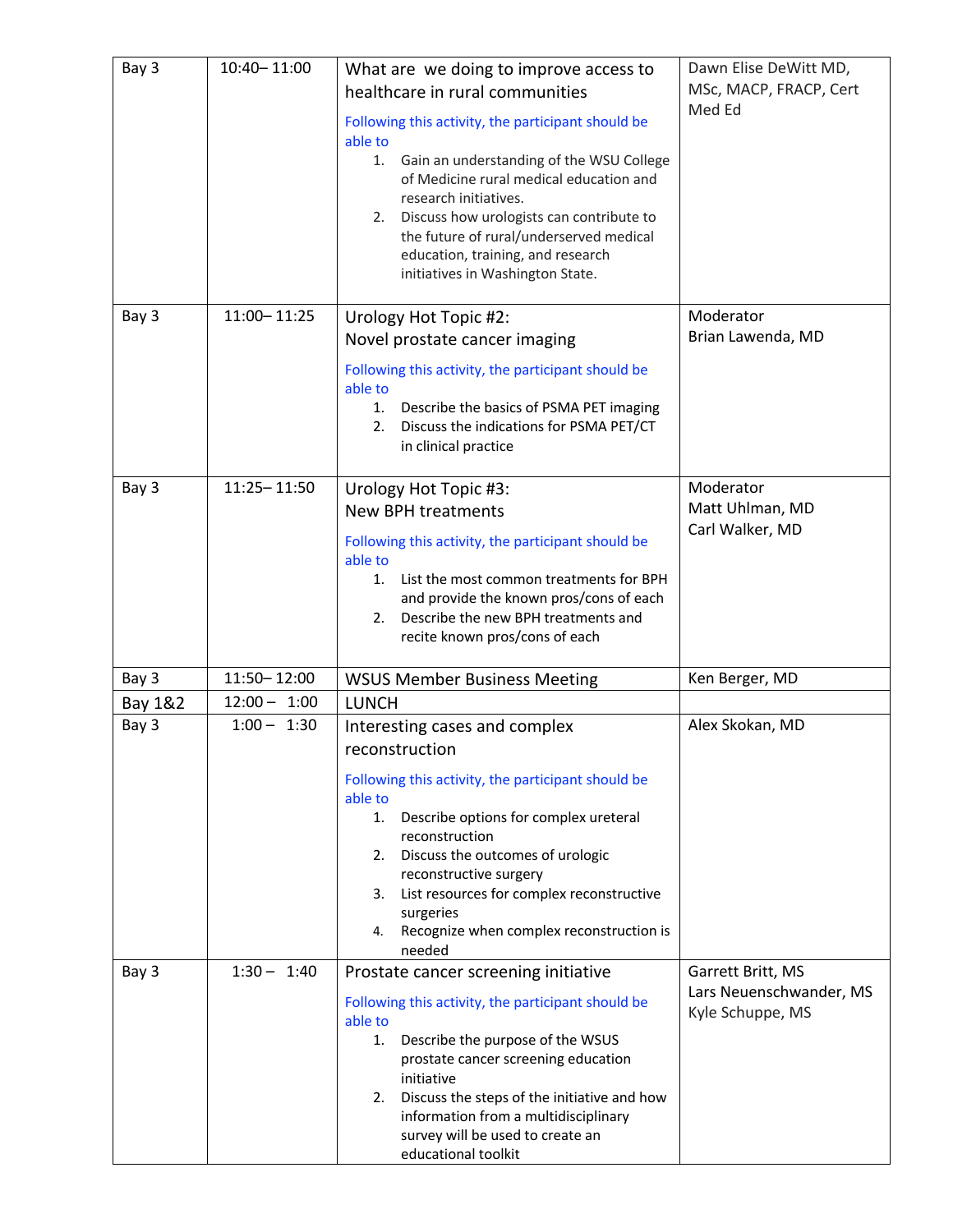| Bay 3 | 10:40– 11:00 | What are we doing to improve access to healthcare in rural communities<br><br>Following this activity, the participant should be able to<br>1. Gain an understanding of the WSU College of Medicine rural medical education and research initiatives.<br>2. Discuss how urologists can contribute to the future of rural/underserved medical education, training, and research initiatives in Washington State. | Dawn Elise DeWitt MD, MSc, MACP, FRACP, Cert Med Ed |
|---|---|---|---|
| Bay 3 | 11:00– 11:25 | Urology Hot Topic #2:<br>Novel prostate cancer imaging<br><br>Following this activity, the participant should be able to<br>1. Describe the basics of PSMA PET imaging<br>2. Discuss the indications for PSMA PET/CT in clinical practice | Moderator<br>Brian Lawenda, MD |
| Bay 3 | 11:25– 11:50 | Urology Hot Topic #3:<br>New BPH treatments<br><br>Following this activity, the participant should be able to<br>1. List the most common treatments for BPH and provide the known pros/cons of each<br>2. Describe the new BPH treatments and recite known pros/cons of each | Moderator<br>Matt Uhlman, MD<br>Carl Walker, MD |
| Bay 3 | 11:50– 12:00 | WSUS Member Business Meeting | Ken Berger, MD |
| Bay 1&2 | 12:00 – 1:00 | LUNCH | |
| Bay 3 | 1:00 – 1:30 | Interesting cases and complex reconstruction<br><br>Following this activity, the participant should be able to<br>1. Describe options for complex ureteral reconstruction<br>2. Discuss the outcomes of urologic reconstructive surgery<br>3. List resources for complex reconstructive surgeries<br>4. Recognize when complex reconstruction is needed | Alex Skokan, MD |
| Bay 3 | 1:30 – 1:40 | Prostate cancer screening initiative<br><br>Following this activity, the participant should be able to<br>1. Describe the purpose of the WSUS prostate cancer screening education initiative<br>2. Discuss the steps of the initiative and how information from a multidisciplinary survey will be used to create an educational toolkit | Garrett Britt, MS<br>Lars Neuenschwander, MS<br>Kyle Schuppe, MS |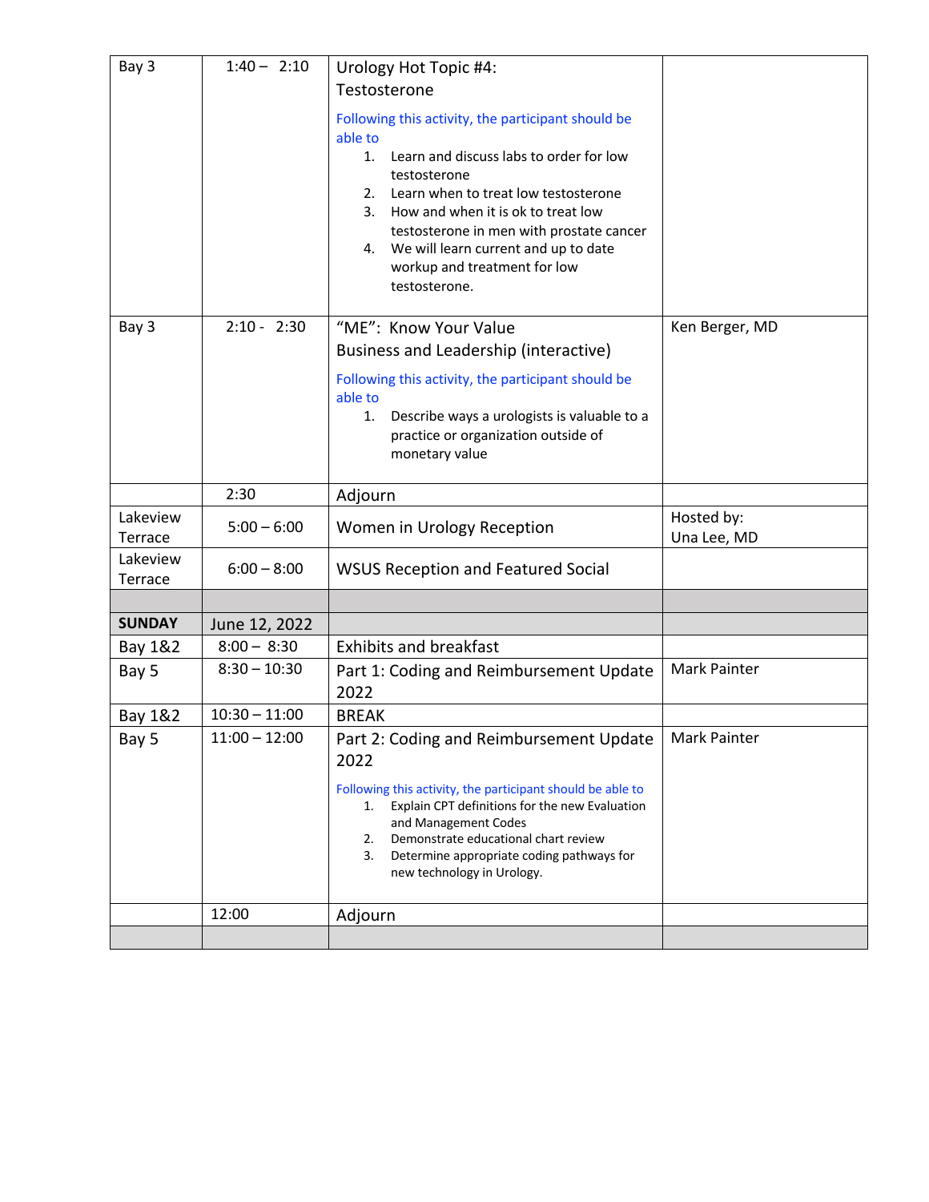| | | | |
|---|---|---|---|
| Bay 3 | 1:40 – 2:10 | Urology Hot Topic #4:<br>Testosterone<br><br>Following this activity, the participant should be able to<br>1. Learn and discuss labs to order for low testosterone<br>2. Learn when to treat low testosterone<br>3. How and when it is ok to treat low testosterone in men with prostate cancer<br>4. We will learn current and up to date workup and treatment for low testosterone. | |
| Bay 3 | 2:10 - 2:30 | "ME": Know Your Value<br>Business and Leadership (interactive)<br><br>Following this activity, the participant should be able to<br>1. Describe ways a urologists is valuable to a practice or organization outside of monetary value | Ken Berger, MD |
| | 2:30 | Adjourn | |
| Lakeview Terrace | 5:00 – 6:00 | Women in Urology Reception | Hosted by:<br>Una Lee, MD |
| Lakeview Terrace | 6:00 – 8:00 | WSUS Reception and Featured Social | |
| | | | |
| **SUNDAY** | June 12, 2022 | | |
| Bay 1&2 | 8:00 – 8:30 | Exhibits and breakfast | |
| Bay 5 | 8:30 – 10:30 | Part 1: Coding and Reimbursement Update 2022 | Mark Painter |
| Bay 1&2 | 10:30 – 11:00 | BREAK | |
| Bay 5 | 11:00 – 12:00 | Part 2: Coding and Reimbursement Update 2022<br><br>Following this activity, the participant should be able to<br>1. Explain CPT definitions for the new Evaluation and Management Codes<br>2. Demonstrate educational chart review<br>3. Determine appropriate coding pathways for new technology in Urology. | Mark Painter |
| | 12:00 | Adjourn | |
| | | | |